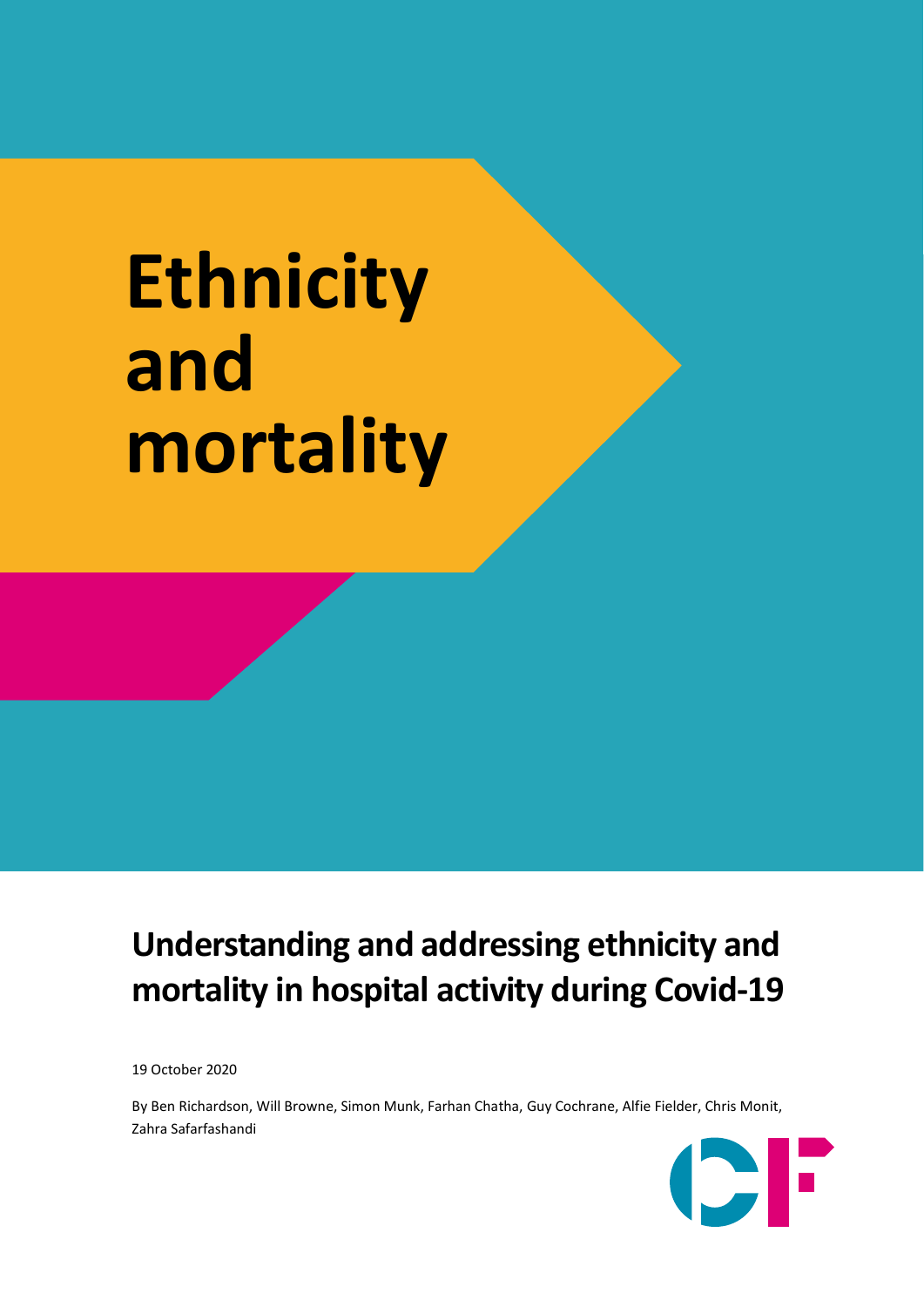# Ethnicity and mortality

## Understanding and addressing ethnicity and mortality in hospital activity during Covid-19

19 October 2020

By Ben Richardson, Will Browne, Simon Munk, Farhan Chatha, Guy Cochrane, Alfie Fielder, Chris Monit, Zahra Safarfashandi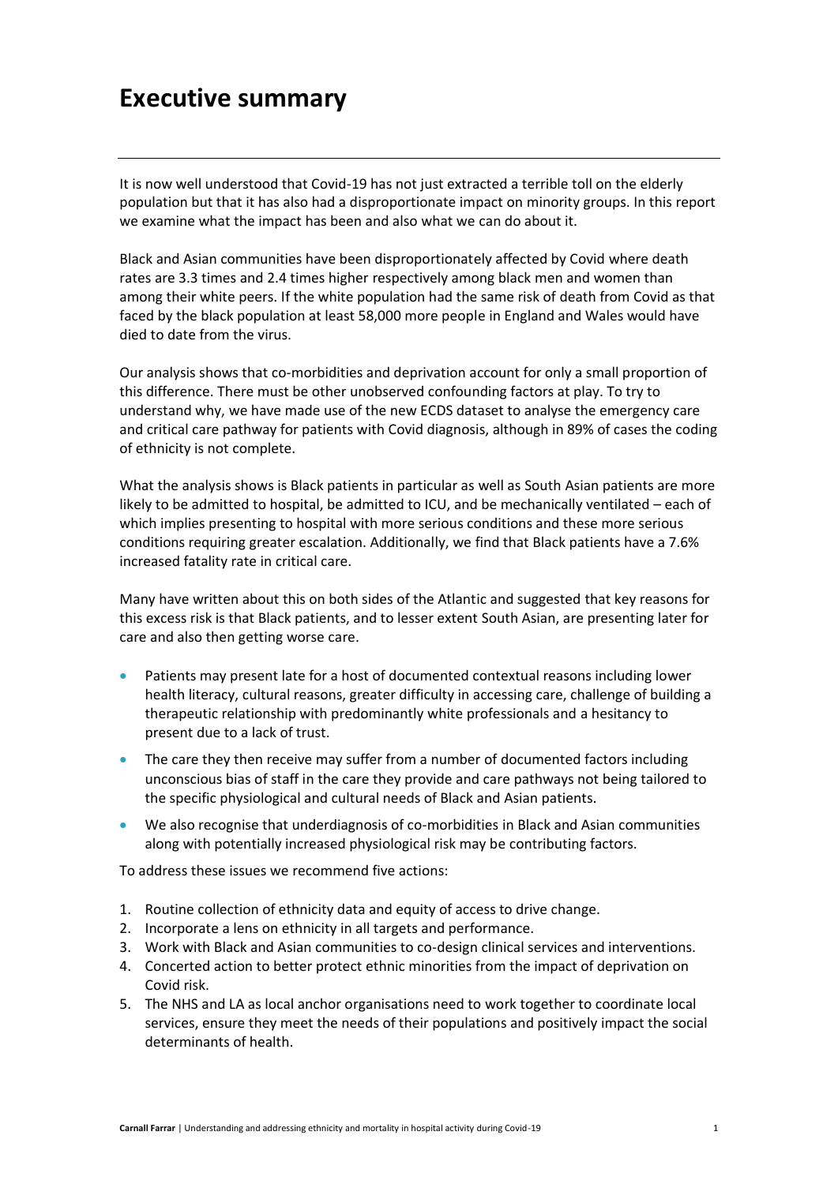# Executive summary

It is now well understood that Covid-19 has not just extracted a terrible toll on the elderly population but that it has also had a disproportionate impact on minority groups. In this report we examine what the impact has been and also what we can do about it.

Black and Asian communities have been disproportionately affected by Covid where death rates are 3.3 times and 2.4 times higher respectively among black men and women than among their white peers. If the white population had the same risk of death from Covid as that faced by the black population at least 58,000 more people in England and Wales would have died to date from the virus.

Our analysis shows that co-morbidities and deprivation account for only a small proportion of this difference. There must be other unobserved confounding factors at play. To try to understand why, we have made use of the new ECDS dataset to analyse the emergency care and critical care pathway for patients with Covid diagnosis, although in 89% of cases the coding of ethnicity is not complete.

What the analysis shows is Black patients in particular as well as South Asian patients are more likely to be admitted to hospital, be admitted to ICU, and be mechanically ventilated – each of which implies presenting to hospital with more serious conditions and these more serious conditions requiring greater escalation. Additionally, we find that Black patients have a 7.6% increased fatality rate in critical care.

Many have written about this on both sides of the Atlantic and suggested that key reasons for this excess risk is that Black patients, and to lesser extent South Asian, are presenting later for care and also then getting worse care.

- Patients may present late for a host of documented contextual reasons including lower health literacy, cultural reasons, greater difficulty in accessing care, challenge of building a therapeutic relationship with predominantly white professionals and a hesitancy to present due to a lack of trust.
- The care they then receive may suffer from a number of documented factors including unconscious bias of staff in the care they provide and care pathways not being tailored to the specific physiological and cultural needs of Black and Asian patients.
- We also recognise that underdiagnosis of co-morbidities in Black and Asian communities along with potentially increased physiological risk may be contributing factors.

To address these issues we recommend five actions:

1. Routine collection of ethnicity data and equity of access to drive change.
2. Incorporate a lens on ethnicity in all targets and performance.
3. Work with Black and Asian communities to co-design clinical services and interventions.
4. Concerted action to better protect ethnic minorities from the impact of deprivation on Covid risk.
5. The NHS and LA as local anchor organisations need to work together to coordinate local services, ensure they meet the needs of their populations and positively impact the social determinants of health.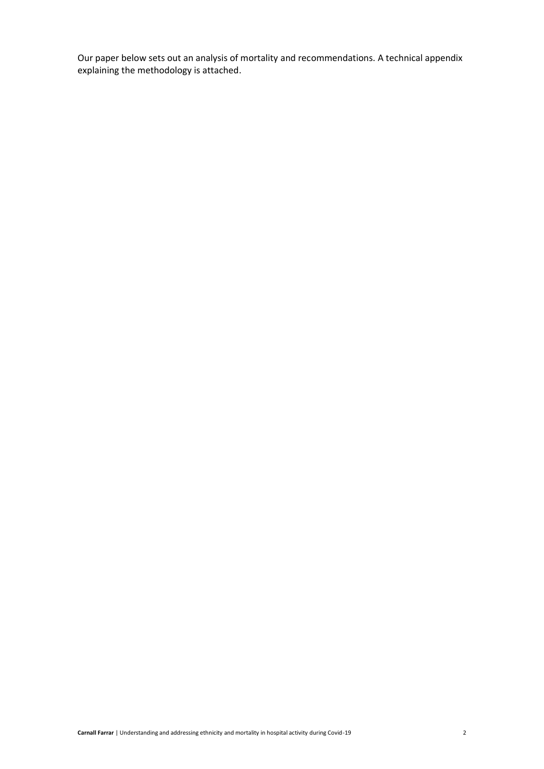Our paper below sets out an analysis of mortality and recommendations. A technical appendix explaining the methodology is attached.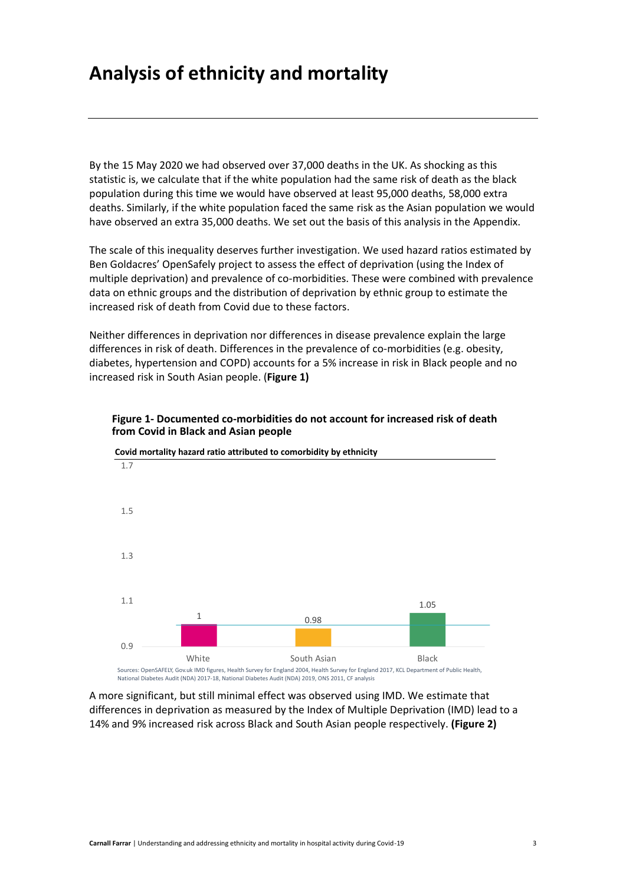# Analysis of ethnicity and mortality

By the 15 May 2020 we had observed over 37,000 deaths in the UK. As shocking as this statistic is, we calculate that if the white population had the same risk of death as the black population during this time we would have observed at least 95,000 deaths, 58,000 extra deaths. Similarly, if the white population faced the same risk as the Asian population we would have observed an extra 35,000 deaths. We set out the basis of this analysis in the Appendix.

The scale of this inequality deserves further investigation. We used hazard ratios estimated by Ben Goldacres' OpenSafely project to assess the effect of deprivation (using the Index of multiple deprivation) and prevalence of co-morbidities. These were combined with prevalence data on ethnic groups and the distribution of deprivation by ethnic group to estimate the increased risk of death from Covid due to these factors.

Neither differences in deprivation nor differences in disease prevalence explain the large differences in risk of death. Differences in the prevalence of co-morbidities (e.g. obesity, diabetes, hypertension and COPD) accounts for a 5% increase in risk in Black people and no increased risk in South Asian people. (**Figure 1)**

**Figure 1- Documented co-morbidities do not account for increased risk of death from Covid in Black and Asian people**

**Covid mortality hazard ratio attributed to comorbidity by ethnicity**

| Ethnicity | Hazard ratio |
|---|---|
| White | 1 |
| South Asian | 0.98 |
| Black | 1.05 |

Sources: OpenSAFELY, Gov.uk IMD figures, Health Survey for England 2004, Health Survey for England 2017, KCL Department of Public Health, National Diabetes Audit (NDA) 2017-18, National Diabetes Audit (NDA) 2019, ONS 2011, CF analysis

A more significant, but still minimal effect was observed using IMD. We estimate that differences in deprivation as measured by the Index of Multiple Deprivation (IMD) lead to a 14% and 9% increased risk across Black and South Asian people respectively. **(Figure 2)**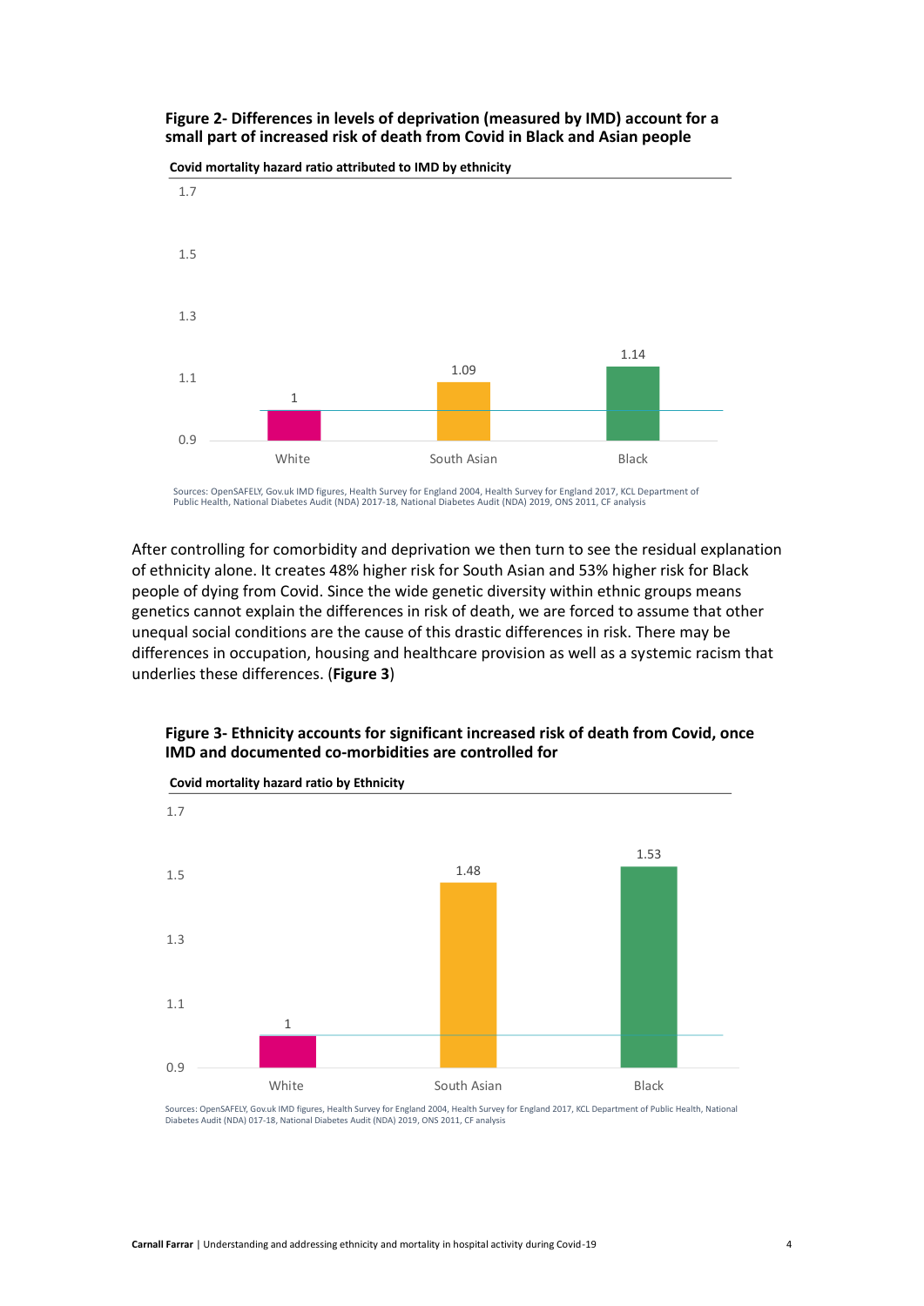**Figure 2- Differences in levels of deprivation (measured by IMD) account for a small part of increased risk of death from Covid in Black and Asian people**

**Covid mortality hazard ratio attributed to IMD by ethnicity**

| Ethnicity | Hazard ratio |
| --- | --- |
| White | 1 |
| South Asian | 1.09 |
| Black | 1.14 |

Sources: OpenSAFELY, Gov.uk IMD figures, Health Survey for England 2004, Health Survey for England 2017, KCL Department of Public Health, National Diabetes Audit (NDA) 2017-18, National Diabetes Audit (NDA) 2019, ONS 2011, CF analysis

After controlling for comorbidity and deprivation we then turn to see the residual explanation of ethnicity alone. It creates 48% higher risk for South Asian and 53% higher risk for Black people of dying from Covid. Since the wide genetic diversity within ethnic groups means genetics cannot explain the differences in risk of death, we are forced to assume that other unequal social conditions are the cause of this drastic differences in risk. There may be differences in occupation, housing and healthcare provision as well as a systemic racism that underlies these differences. (**Figure 3**)

**Figure 3- Ethnicity accounts for significant increased risk of death from Covid, once IMD and documented co-morbidities are controlled for**

**Covid mortality hazard ratio by Ethnicity**

| Ethnicity | Hazard ratio |
| --- | --- |
| White | 1 |
| South Asian | 1.48 |
| Black | 1.53 |

Sources: OpenSAFELY, Gov.uk IMD figures, Health Survey for England 2004, Health Survey for England 2017, KCL Department of Public Health, National Diabetes Audit (NDA) 017-18, National Diabetes Audit (NDA) 2019, ONS 2011, CF analysis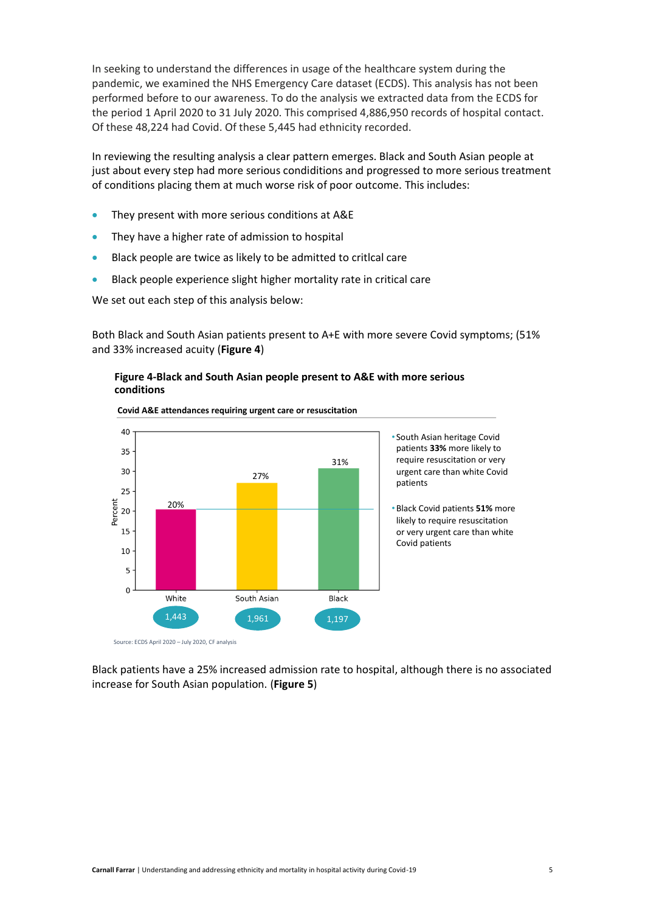In seeking to understand the differences in usage of the healthcare system during the pandemic, we examined the NHS Emergency Care dataset (ECDS). This analysis has not been performed before to our awareness. To do the analysis we extracted data from the ECDS for the period 1 April 2020 to 31 July 2020. This comprised 4,886,950 records of hospital contact. Of these 48,224 had Covid. Of these 5,445 had ethnicity recorded.

In reviewing the resulting analysis a clear pattern emerges. Black and South Asian people at just about every step had more serious condiditions and progressed to more serious treatment of conditions placing them at much worse risk of poor outcome. This includes:

- They present with more serious conditions at A&E
- They have a higher rate of admission to hospital
- Black people are twice as likely to be admitted to critlcal care
- Black people experience slight higher mortality rate in critical care

We set out each step of this analysis below:

Both Black and South Asian patients present to A+E with more severe Covid symptoms; (51% and 33% increased acuity (**Figure 4**)

**Figure 4-Black and South Asian people present to A&E with more serious conditions**

**Covid A&E attendances requiring urgent care or resuscitation**

| | White | South Asian | Black |
|---|---|---|---|
| Percent | 20% | 27% | 31% |
| n | 1,443 | 1,961 | 1,197 |

- South Asian heritage Covid patients **33%** more likely to require resuscitation or very urgent care than white Covid patients
- Black Covid patients **51%** more likely to require resuscitation or very urgent care than white Covid patients

Source: ECDS April 2020 – July 2020, CF analysis

Black patients have a 25% increased admission rate to hospital, although there is no associated increase for South Asian population. (**Figure 5**)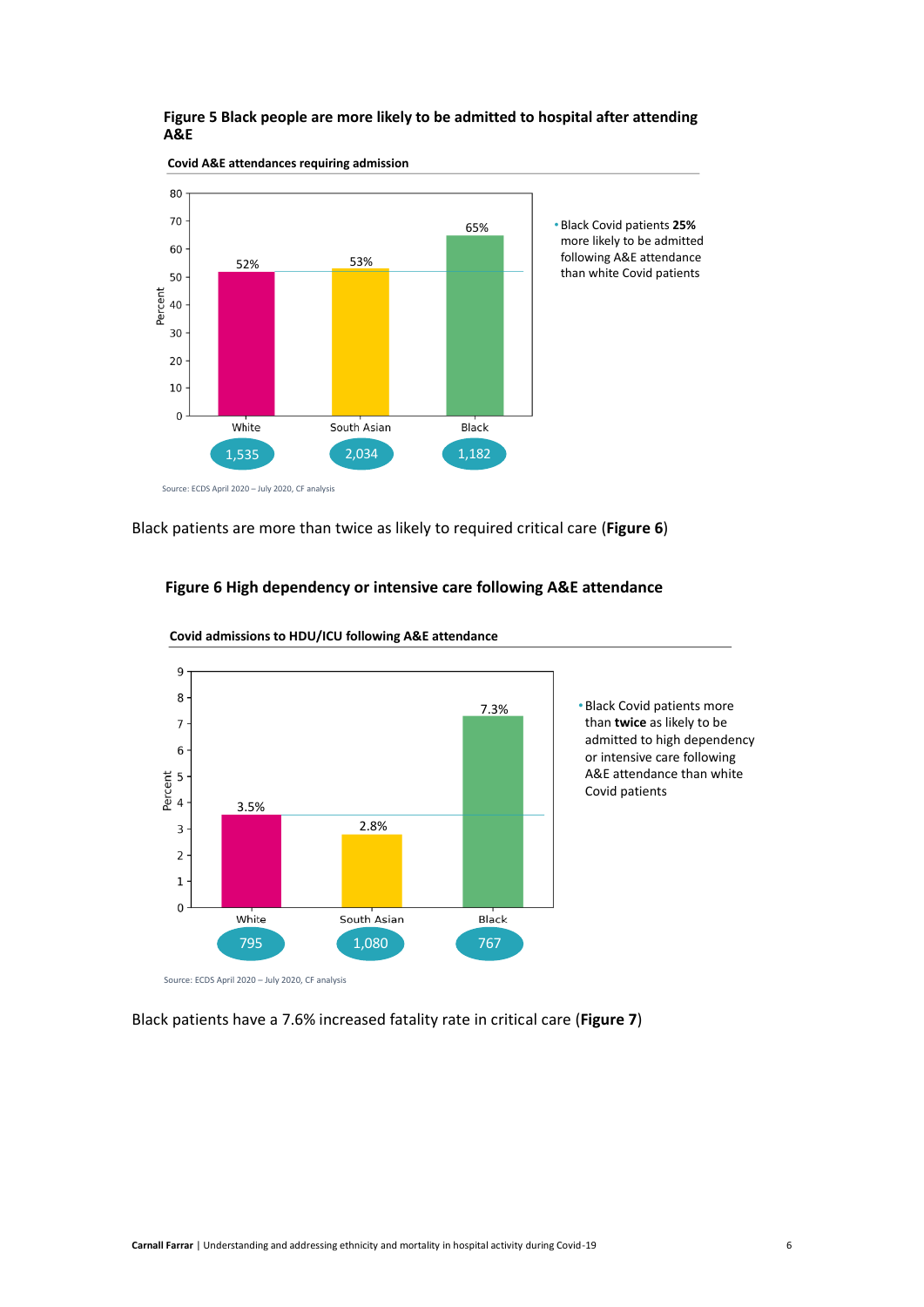**Figure 5 Black people are more likely to be admitted to hospital after attending A&E**

**Covid A&E attendances requiring admission**

| | White | South Asian | Black |
|---|---|---|---|
| Percent | 52% | 53% | 65% |
| n | 1,535 | 2,034 | 1,182 |

- Black Covid patients **25%** more likely to be admitted following A&E attendance than white Covid patients

Source: ECDS April 2020 – July 2020, CF analysis

Black patients are more than twice as likely to required critical care (**Figure 6**)

**Figure 6 High dependency or intensive care following A&E attendance**

**Covid admissions to HDU/ICU following A&E attendance**

| | White | South Asian | Black |
|---|---|---|---|
| Percent | 3.5% | 2.8% | 7.3% |
| n | 795 | 1,080 | 767 |

- Black Covid patients more than **twice** as likely to be admitted to high dependency or intensive care following A&E attendance than white Covid patients

Source: ECDS April 2020 – July 2020, CF analysis

Black patients have a 7.6% increased fatality rate in critical care (**Figure 7**)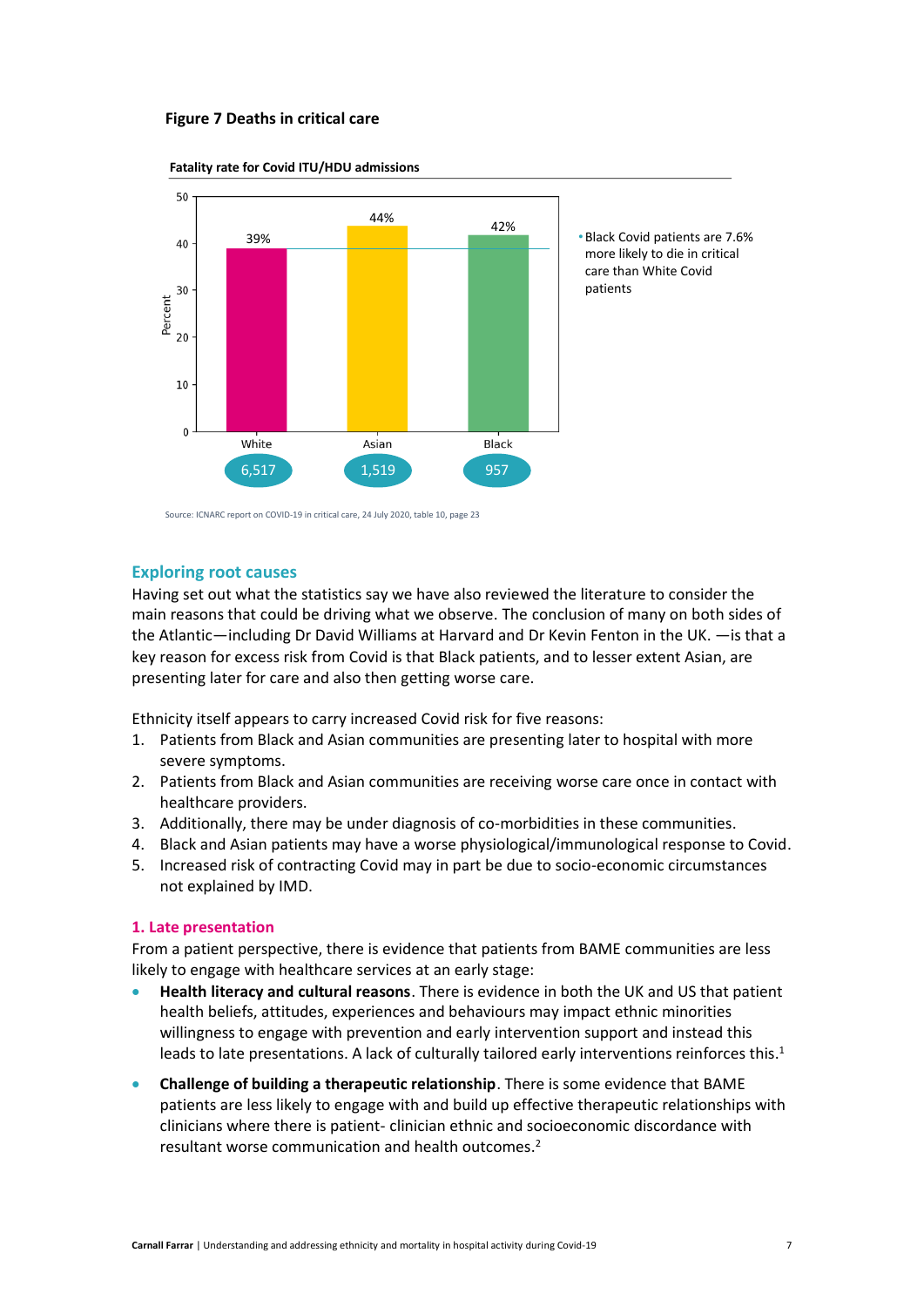**Figure 7 Deaths in critical care**

Fatality rate for Covid ITU/HDU admissions

| | White | Asian | Black |
|---|---|---|---|
| Fatality rate (%) | 39% | 44% | 42% |
| Admissions | 6,517 | 1,519 | 957 |

- Black Covid patients are 7.6% more likely to die in critical care than White Covid patients

Source: ICNARC report on COVID-19 in critical care, 24 July 2020, table 10, page 23

## Exploring root causes

Having set out what the statistics say we have also reviewed the literature to consider the main reasons that could be driving what we observe. The conclusion of many on both sides of the Atlantic—including Dr David Williams at Harvard and Dr Kevin Fenton in the UK. —is that a key reason for excess risk from Covid is that Black patients, and to lesser extent Asian, are presenting later for care and also then getting worse care.

Ethnicity itself appears to carry increased Covid risk for five reasons:

1. Patients from Black and Asian communities are presenting later to hospital with more severe symptoms.
2. Patients from Black and Asian communities are receiving worse care once in contact with healthcare providers.
3. Additionally, there may be under diagnosis of co-morbidities in these communities.
4. Black and Asian patients may have a worse physiological/immunological response to Covid.
5. Increased risk of contracting Covid may in part be due to socio-economic circumstances not explained by IMD.

### 1. Late presentation

From a patient perspective, there is evidence that patients from BAME communities are less likely to engage with healthcare services at an early stage:

- **Health literacy and cultural reasons**. There is evidence in both the UK and US that patient health beliefs, attitudes, experiences and behaviours may impact ethnic minorities willingness to engage with prevention and early intervention support and instead this leads to late presentations. A lack of culturally tailored early interventions reinforces this.[1]
- **Challenge of building a therapeutic relationship**. There is some evidence that BAME patients are less likely to engage with and build up effective therapeutic relationships with clinicians where there is patient- clinician ethnic and socioeconomic discordance with resultant worse communication and health outcomes.[2]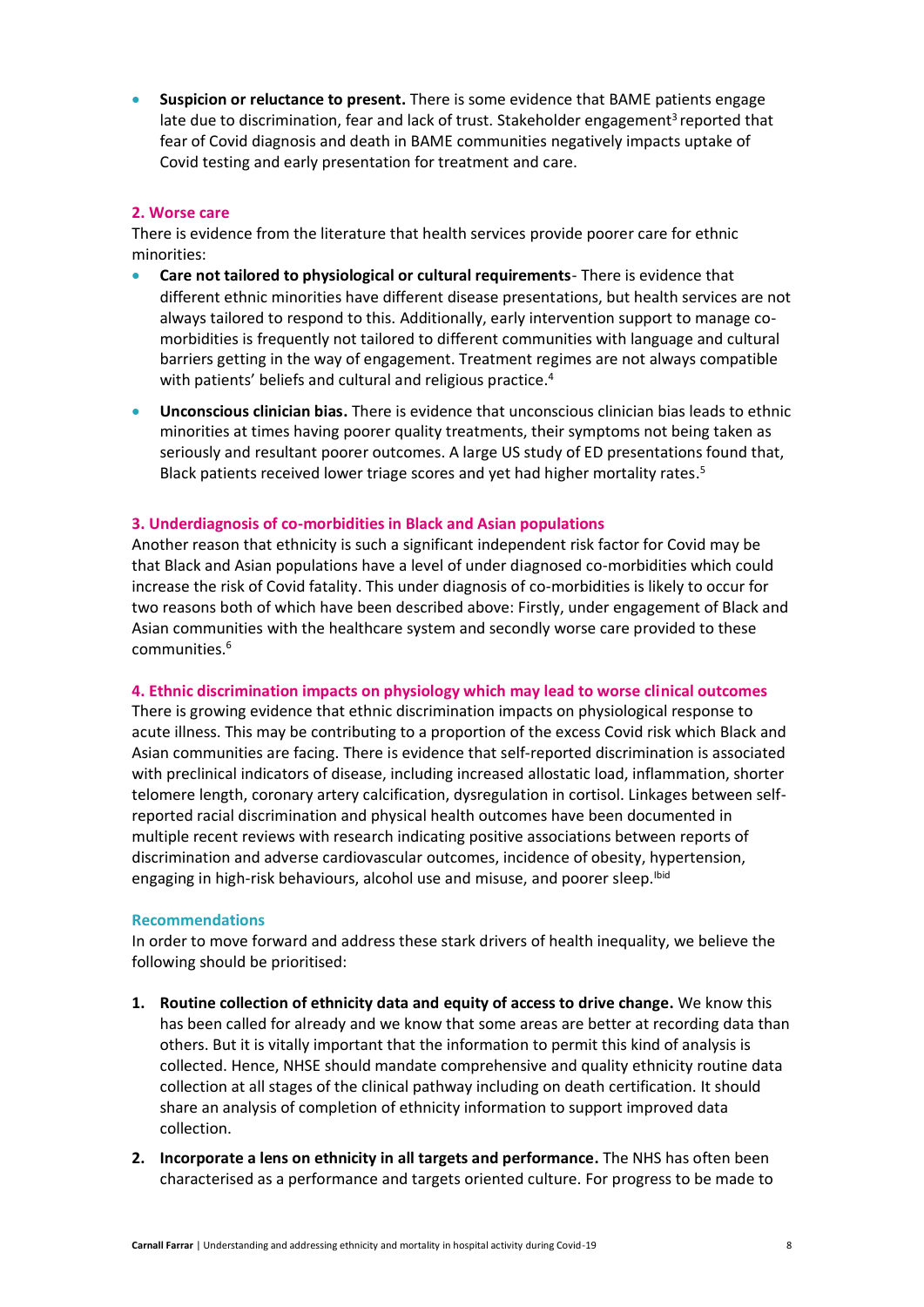- **Suspicion or reluctance to present.** There is some evidence that BAME patients engage late due to discrimination, fear and lack of trust. Stakeholder engagement[3] reported that fear of Covid diagnosis and death in BAME communities negatively impacts uptake of Covid testing and early presentation for treatment and care.

### 2. Worse care

There is evidence from the literature that health services provide poorer care for ethnic minorities:

- **Care not tailored to physiological or cultural requirements**- There is evidence that different ethnic minorities have different disease presentations, but health services are not always tailored to respond to this. Additionally, early intervention support to manage co-morbidities is frequently not tailored to different communities with language and cultural barriers getting in the way of engagement. Treatment regimes are not always compatible with patients' beliefs and cultural and religious practice.[4]
- **Unconscious clinician bias.** There is evidence that unconscious clinician bias leads to ethnic minorities at times having poorer quality treatments, their symptoms not being taken as seriously and resultant poorer outcomes. A large US study of ED presentations found that, Black patients received lower triage scores and yet had higher mortality rates.[5]

### 3. Underdiagnosis of co-morbidities in Black and Asian populations

Another reason that ethnicity is such a significant independent risk factor for Covid may be that Black and Asian populations have a level of under diagnosed co-morbidities which could increase the risk of Covid fatality. This under diagnosis of co-morbidities is likely to occur for two reasons both of which have been described above: Firstly, under engagement of Black and Asian communities with the healthcare system and secondly worse care provided to these communities.[6]

### 4. Ethnic discrimination impacts on physiology which may lead to worse clinical outcomes

There is growing evidence that ethnic discrimination impacts on physiological response to acute illness. This may be contributing to a proportion of the excess Covid risk which Black and Asian communities are facing. There is evidence that self-reported discrimination is associated with preclinical indicators of disease, including increased allostatic load, inflammation, shorter telomere length, coronary artery calcification, dysregulation in cortisol. Linkages between self-reported racial discrimination and physical health outcomes have been documented in multiple recent reviews with research indicating positive associations between reports of discrimination and adverse cardiovascular outcomes, incidence of obesity, hypertension, engaging in high-risk behaviours, alcohol use and misuse, and poorer sleep.[Ibid]

### Recommendations

In order to move forward and address these stark drivers of health inequality, we believe the following should be prioritised:

1. **Routine collection of ethnicity data and equity of access to drive change.** We know this has been called for already and we know that some areas are better at recording data than others. But it is vitally important that the information to permit this kind of analysis is collected. Hence, NHSE should mandate comprehensive and quality ethnicity routine data collection at all stages of the clinical pathway including on death certification. It should share an analysis of completion of ethnicity information to support improved data collection.
2. **Incorporate a lens on ethnicity in all targets and performance.** The NHS has often been characterised as a performance and targets oriented culture. For progress to be made to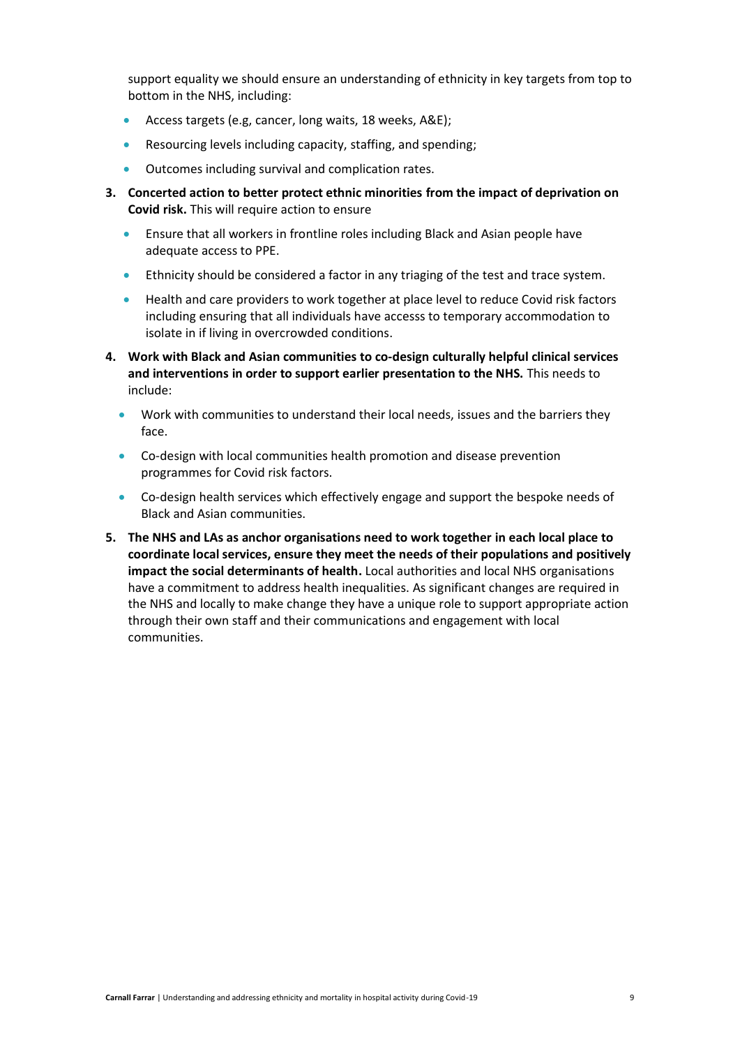support equality we should ensure an understanding of ethnicity in key targets from top to bottom in the NHS, including:

- Access targets (e.g, cancer, long waits, 18 weeks, A&E);
- Resourcing levels including capacity, staffing, and spending;
- Outcomes including survival and complication rates.

3. **Concerted action to better protect ethnic minorities from the impact of deprivation on Covid risk.** This will require action to ensure
   - Ensure that all workers in frontline roles including Black and Asian people have adequate access to PPE.
   - Ethnicity should be considered a factor in any triaging of the test and trace system.
   - Health and care providers to work together at place level to reduce Covid risk factors including ensuring that all individuals have accesss to temporary accommodation to isolate in if living in overcrowded conditions.
4. **Work with Black and Asian communities to co-design culturally helpful clinical services and interventions in order to support earlier presentation to the NHS.** This needs to include:
   - Work with communities to understand their local needs, issues and the barriers they face.
   - Co-design with local communities health promotion and disease prevention programmes for Covid risk factors.
   - Co-design health services which effectively engage and support the bespoke needs of Black and Asian communities.
5. **The NHS and LAs as anchor organisations need to work together in each local place to coordinate local services, ensure they meet the needs of their populations and positively impact the social determinants of health.** Local authorities and local NHS organisations have a commitment to address health inequalities. As significant changes are required in the NHS and locally to make change they have a unique role to support appropriate action through their own staff and their communications and engagement with local communities.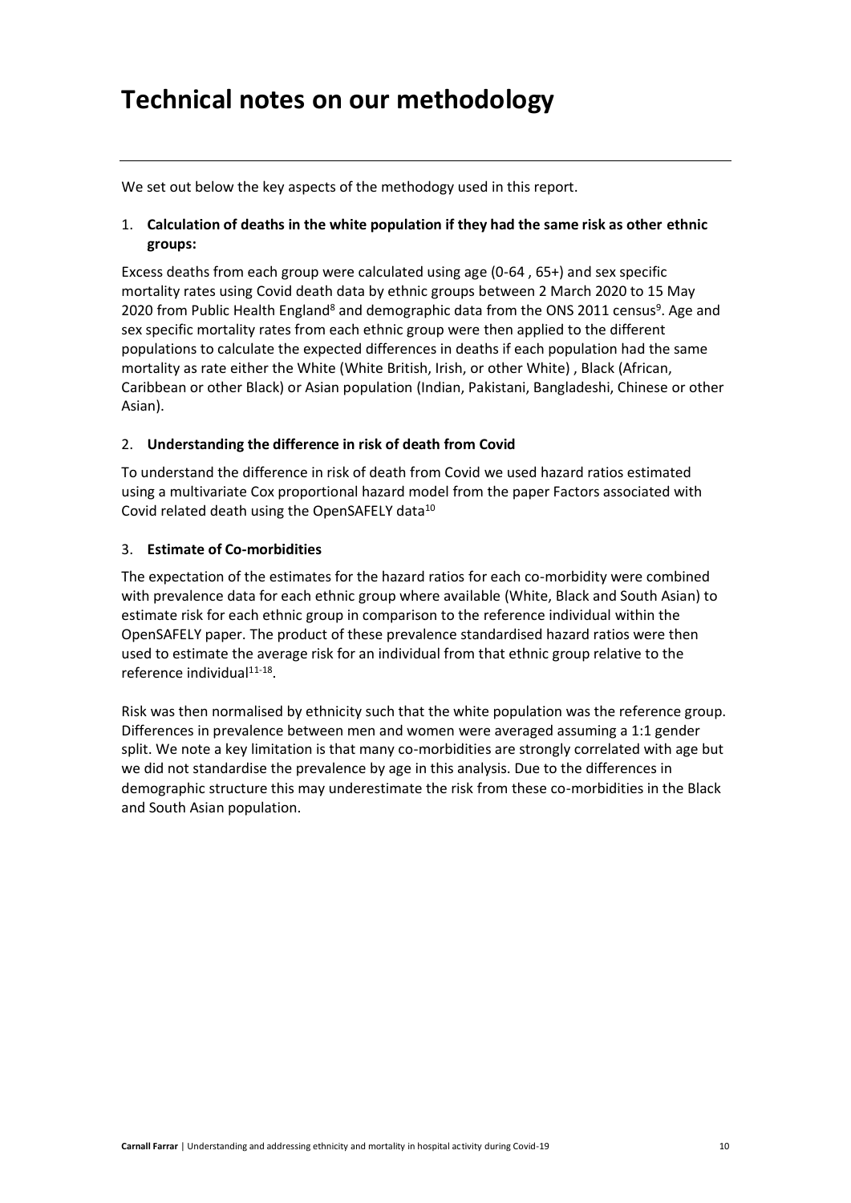# Technical notes on our methodology

We set out below the key aspects of the methodogy used in this report.

1. **Calculation of deaths in the white population if they had the same risk as other ethnic groups:**

Excess deaths from each group were calculated using age (0-64 , 65+) and sex specific mortality rates using Covid death data by ethnic groups between 2 March 2020 to 15 May 2020 from Public Health England[8] and demographic data from the ONS 2011 census[9]. Age and sex specific mortality rates from each ethnic group were then applied to the different populations to calculate the expected differences in deaths if each population had the same mortality as rate either the White (White British, Irish, or other White) , Black (African, Caribbean or other Black) or Asian population (Indian, Pakistani, Bangladeshi, Chinese or other Asian).

2. **Understanding the difference in risk of death from Covid**

To understand the difference in risk of death from Covid we used hazard ratios estimated using a multivariate Cox proportional hazard model from the paper Factors associated with Covid related death using the OpenSAFELY data[10]

3. **Estimate of Co-morbidities**

The expectation of the estimates for the hazard ratios for each co-morbidity were combined with prevalence data for each ethnic group where available (White, Black and South Asian) to estimate risk for each ethnic group in comparison to the reference individual within the OpenSAFELY paper. The product of these prevalence standardised hazard ratios were then used to estimate the average risk for an individual from that ethnic group relative to the reference individual[11-18].

Risk was then normalised by ethnicity such that the white population was the reference group. Differences in prevalence between men and women were averaged assuming a 1:1 gender split. We note a key limitation is that many co-morbidities are strongly correlated with age but we did not standardise the prevalence by age in this analysis. Due to the differences in demographic structure this may underestimate the risk from these co-morbidities in the Black and South Asian population.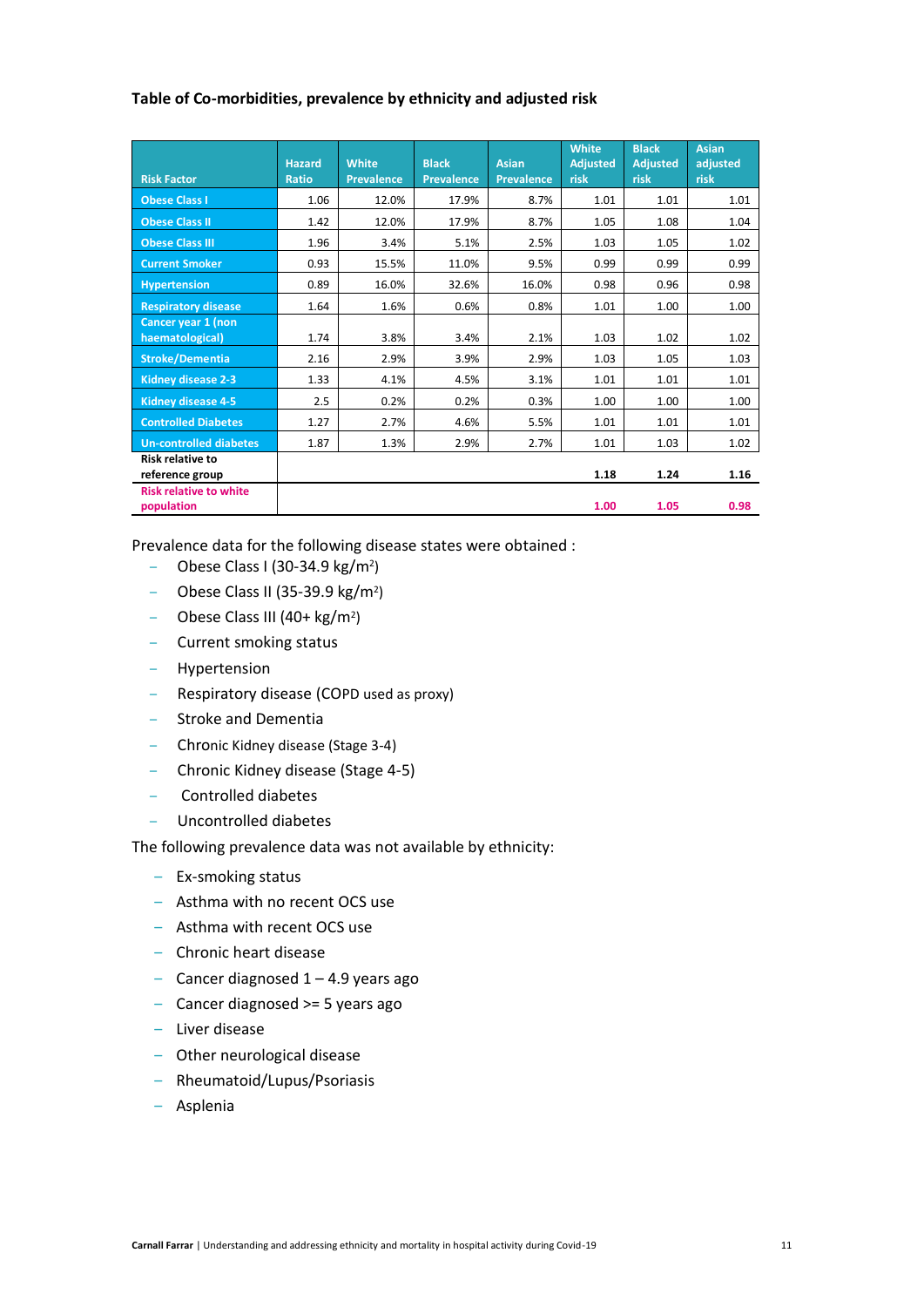**Table of Co-morbidities, prevalence by ethnicity and adjusted risk**

| Risk Factor | Hazard Ratio | White Prevalence | Black Prevalence | Asian Prevalence | White Adjusted risk | Black Adjusted risk | Asian adjusted risk |
|---|---|---|---|---|---|---|---|
| Obese Class I | 1.06 | 12.0% | 17.9% | 8.7% | 1.01 | 1.01 | 1.01 |
| Obese Class II | 1.42 | 12.0% | 17.9% | 8.7% | 1.05 | 1.08 | 1.04 |
| Obese Class III | 1.96 | 3.4% | 5.1% | 2.5% | 1.03 | 1.05 | 1.02 |
| Current Smoker | 0.93 | 15.5% | 11.0% | 9.5% | 0.99 | 0.99 | 0.99 |
| Hypertension | 0.89 | 16.0% | 32.6% | 16.0% | 0.98 | 0.96 | 0.98 |
| Respiratory disease | 1.64 | 1.6% | 0.6% | 0.8% | 1.01 | 1.00 | 1.00 |
| Cancer year 1 (non haematological) | 1.74 | 3.8% | 3.4% | 2.1% | 1.03 | 1.02 | 1.02 |
| Stroke/Dementia | 2.16 | 2.9% | 3.9% | 2.9% | 1.03 | 1.05 | 1.03 |
| Kidney disease 2-3 | 1.33 | 4.1% | 4.5% | 3.1% | 1.01 | 1.01 | 1.01 |
| Kidney disease 4-5 | 2.5 | 0.2% | 0.2% | 0.3% | 1.00 | 1.00 | 1.00 |
| Controlled Diabetes | 1.27 | 2.7% | 4.6% | 5.5% | 1.01 | 1.01 | 1.01 |
| Un-controlled diabetes | 1.87 | 1.3% | 2.9% | 2.7% | 1.01 | 1.03 | 1.02 |
| **Risk relative to reference group** | | | | | **1.18** | **1.24** | **1.16** |
| **Risk relative to white population** | | | | | **1.00** | **1.05** | **0.98** |

Prevalence data for the following disease states were obtained :

- Obese Class I (30-34.9 kg/m$^2$)
- Obese Class II (35-39.9 kg/m$^2$)
- Obese Class III (40+ kg/m$^2$)
- Current smoking status
- Hypertension
- Respiratory disease (COPD used as proxy)
- Stroke and Dementia
- Chronic Kidney disease (Stage 3-4)
- Chronic Kidney disease (Stage 4-5)
- Controlled diabetes
- Uncontrolled diabetes

The following prevalence data was not available by ethnicity:

- Ex-smoking status
- Asthma with no recent OCS use
- Asthma with recent OCS use
- Chronic heart disease
- Cancer diagnosed 1 – 4.9 years ago
- Cancer diagnosed >= 5 years ago
- Liver disease
- Other neurological disease
- Rheumatoid/Lupus/Psoriasis
- Asplenia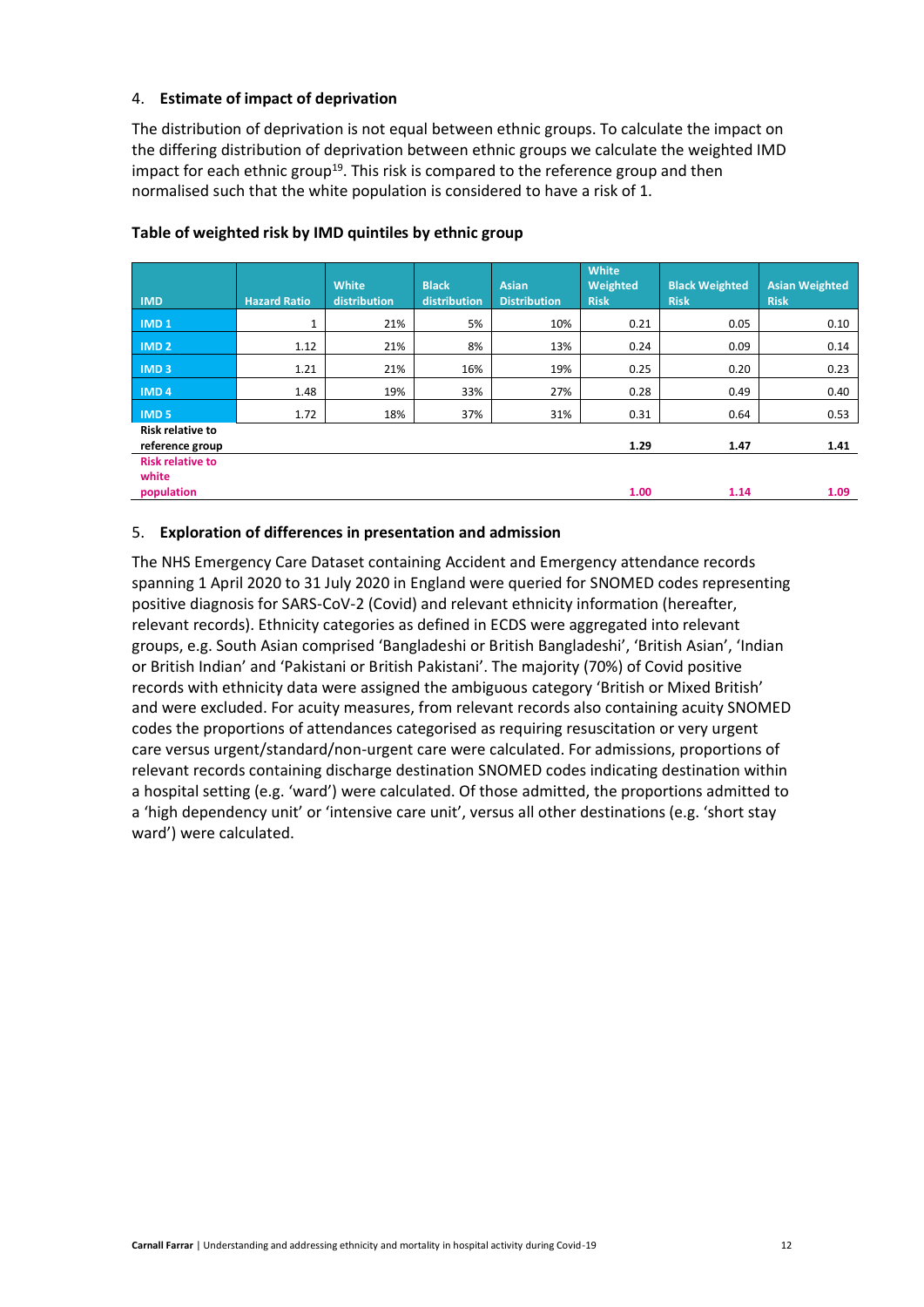4. **Estimate of impact of deprivation**

The distribution of deprivation is not equal between ethnic groups. To calculate the impact on the differing distribution of deprivation between ethnic groups we calculate the weighted IMD impact for each ethnic group[19]. This risk is compared to the reference group and then normalised such that the white population is considered to have a risk of 1.

**Table of weighted risk by IMD quintiles by ethnic group**

| IMD | Hazard Ratio | White distribution | Black distribution | Asian Distribution | White Weighted Risk | Black Weighted Risk | Asian Weighted Risk |
|---|---|---|---|---|---|---|---|
| IMD 1 | 1 | 21% | 5% | 10% | 0.21 | 0.05 | 0.10 |
| IMD 2 | 1.12 | 21% | 8% | 13% | 0.24 | 0.09 | 0.14 |
| IMD 3 | 1.21 | 21% | 16% | 19% | 0.25 | 0.20 | 0.23 |
| IMD 4 | 1.48 | 19% | 33% | 27% | 0.28 | 0.49 | 0.40 |
| IMD 5 | 1.72 | 18% | 37% | 31% | 0.31 | 0.64 | 0.53 |
| **Risk relative to reference group** | | | | | **1.29** | **1.47** | **1.41** |
| **Risk relative to white population** | | | | | **1.00** | **1.14** | **1.09** |

5. **Exploration of differences in presentation and admission**

The NHS Emergency Care Dataset containing Accident and Emergency attendance records spanning 1 April 2020 to 31 July 2020 in England were queried for SNOMED codes representing positive diagnosis for SARS-CoV-2 (Covid) and relevant ethnicity information (hereafter, relevant records). Ethnicity categories as defined in ECDS were aggregated into relevant groups, e.g. South Asian comprised 'Bangladeshi or British Bangladeshi', 'British Asian', 'Indian or British Indian' and 'Pakistani or British Pakistani'. The majority (70%) of Covid positive records with ethnicity data were assigned the ambiguous category 'British or Mixed British' and were excluded. For acuity measures, from relevant records also containing acuity SNOMED codes the proportions of attendances categorised as requiring resuscitation or very urgent care versus urgent/standard/non-urgent care were calculated. For admissions, proportions of relevant records containing discharge destination SNOMED codes indicating destination within a hospital setting (e.g. 'ward') were calculated. Of those admitted, the proportions admitted to a 'high dependency unit' or 'intensive care unit', versus all other destinations (e.g. 'short stay ward') were calculated.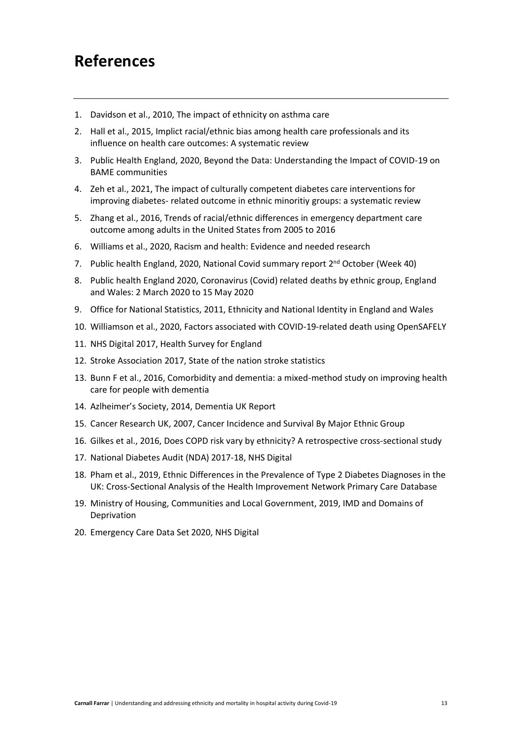# References

1. Davidson et al., 2010, The impact of ethnicity on asthma care
2. Hall et al., 2015, Implict racial/ethnic bias among health care professionals and its influence on health care outcomes: A systematic review
3. Public Health England, 2020, Beyond the Data: Understanding the Impact of COVID-19 on BAME communities
4. Zeh et al., 2021, The impact of culturally competent diabetes care interventions for improving diabetes- related outcome in ethnic minoritiy groups: a systematic review
5. Zhang et al., 2016, Trends of racial/ethnic differences in emergency department care outcome among adults in the United States from 2005 to 2016
6. Williams et al., 2020, Racism and health: Evidence and needed research
7. Public health England, 2020, National Covid summary report 2nd October (Week 40)
8. Public health England 2020, Coronavirus (Covid) related deaths by ethnic group, England and Wales: 2 March 2020 to 15 May 2020
9. Office for National Statistics, 2011, Ethnicity and National Identity in England and Wales
10. Williamson et al., 2020, Factors associated with COVID-19-related death using OpenSAFELY
11. NHS Digital 2017, Health Survey for England
12. Stroke Association 2017, State of the nation stroke statistics
13. Bunn F et al., 2016, Comorbidity and dementia: a mixed-method study on improving health care for people with dementia
14. Azlheimer's Society, 2014, Dementia UK Report
15. Cancer Research UK, 2007, Cancer Incidence and Survival By Major Ethnic Group
16. Gilkes et al., 2016, Does COPD risk vary by ethnicity? A retrospective cross-sectional study
17. National Diabetes Audit (NDA) 2017-18, NHS Digital
18. Pham et al., 2019, Ethnic Differences in the Prevalence of Type 2 Diabetes Diagnoses in the UK: Cross-Sectional Analysis of the Health Improvement Network Primary Care Database
19. Ministry of Housing, Communities and Local Government, 2019, IMD and Domains of Deprivation
20. Emergency Care Data Set 2020, NHS Digital